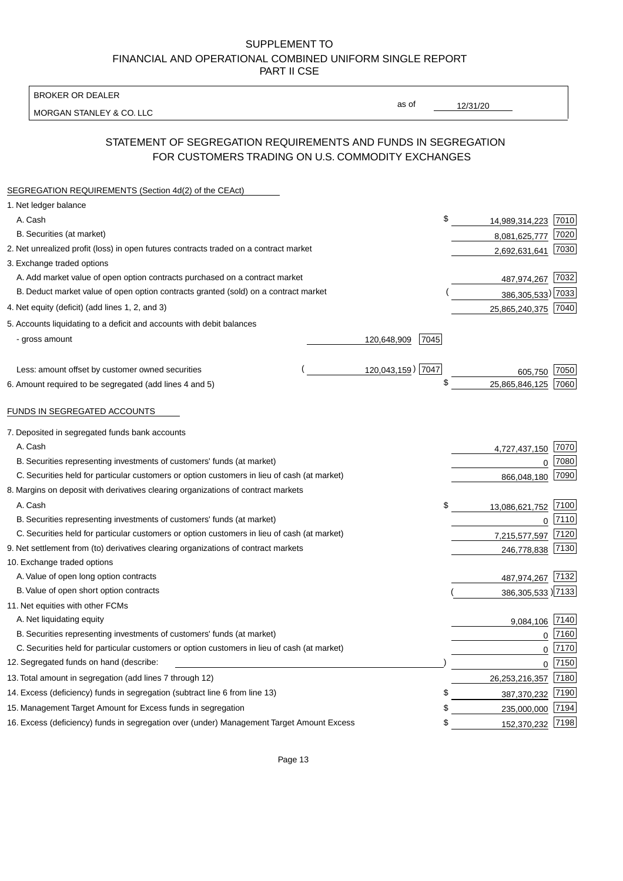SUPPLEMENT TO
FINANCIAL AND OPERATIONAL COMBINED UNIFORM SINGLE REPORT
PART II CSE

BROKER OR DEALER
MORGAN STANLEY & CO. LLC

as of 12/31/20

## STATEMENT OF SEGREGATION REQUIREMENTS AND FUNDS IN SEGREGATION FOR CUSTOMERS TRADING ON U.S. COMMODITY EXCHANGES

SEGREGATION REQUIREMENTS (Section 4d(2) of the CEAct)

| | | | | |
|---|---|---|---|---|
| 1. Net ledger balance | | | | |
| A. Cash | | | $ 14,989,314,223 | 7010 |
| B. Securities (at market) | | | 8,081,625,777 | 7020 |
| 2. Net unrealized profit (loss) in open futures contracts traded on a contract market | | | 2,692,631,641 | 7030 |
| 3. Exchange traded options | | | | |
| A. Add market value of open option contracts purchased on a contract market | | | 487,974,267 | 7032 |
| B. Deduct market value of open option contracts granted (sold) on a contract market | | | ( 386,305,533) | 7033 |
| 4. Net equity (deficit) (add lines 1, 2, and 3) | | | 25,865,240,375 | 7040 |
| 5. Accounts liquidating to a deficit and accounts with debit balances | | | | |
| - gross amount | 120,648,909 | 7045 | | |
| Less: amount offset by customer owned securities | ( 120,043,159) | 7047 | 605,750 | 7050 |
| 6. Amount required to be segregated (add lines 4 and 5) | | | $ 25,865,846,125 | 7060 |

FUNDS IN SEGREGATED ACCOUNTS

| | | |
|---|---|---|
| 7. Deposited in segregated funds bank accounts | | |
| A. Cash | 4,727,437,150 | 7070 |
| B. Securities representing investments of customers' funds (at market) | 0 | 7080 |
| C. Securities held for particular customers or option customers in lieu of cash (at market) | 866,048,180 | 7090 |
| 8. Margins on deposit with derivatives clearing organizations of contract markets | | |
| A. Cash | $ 13,086,621,752 | 7100 |
| B. Securities representing investments of customers' funds (at market) | 0 | 7110 |
| C. Securities held for particular customers or option customers in lieu of cash (at market) | 7,215,577,597 | 7120 |
| 9. Net settlement from (to) derivatives clearing organizations of contract markets | 246,778,838 | 7130 |
| 10. Exchange traded options | | |
| A. Value of open long option contracts | 487,974,267 | 7132 |
| B. Value of open short option contracts | ( 386,305,533 ) | 7133 |
| 11. Net equities with other FCMs | | |
| A. Net liquidating equity | 9,084,106 | 7140 |
| B. Securities representing investments of customers' funds (at market) | 0 | 7160 |
| C. Securities held for particular customers or option customers in lieu of cash (at market) | 0 | 7170 |
| 12. Segregated funds on hand (describe: ) | 0 | 7150 |
| 13. Total amount in segregation (add lines 7 through 12) | 26,253,216,357 | 7180 |
| 14. Excess (deficiency) funds in segregation (subtract line 6 from line 13) | $ 387,370,232 | 7190 |
| 15. Management Target Amount for Excess funds in segregation | $ 235,000,000 | 7194 |
| 16. Excess (deficiency) funds in segregation over (under) Management Target Amount Excess | $ 152,370,232 | 7198 |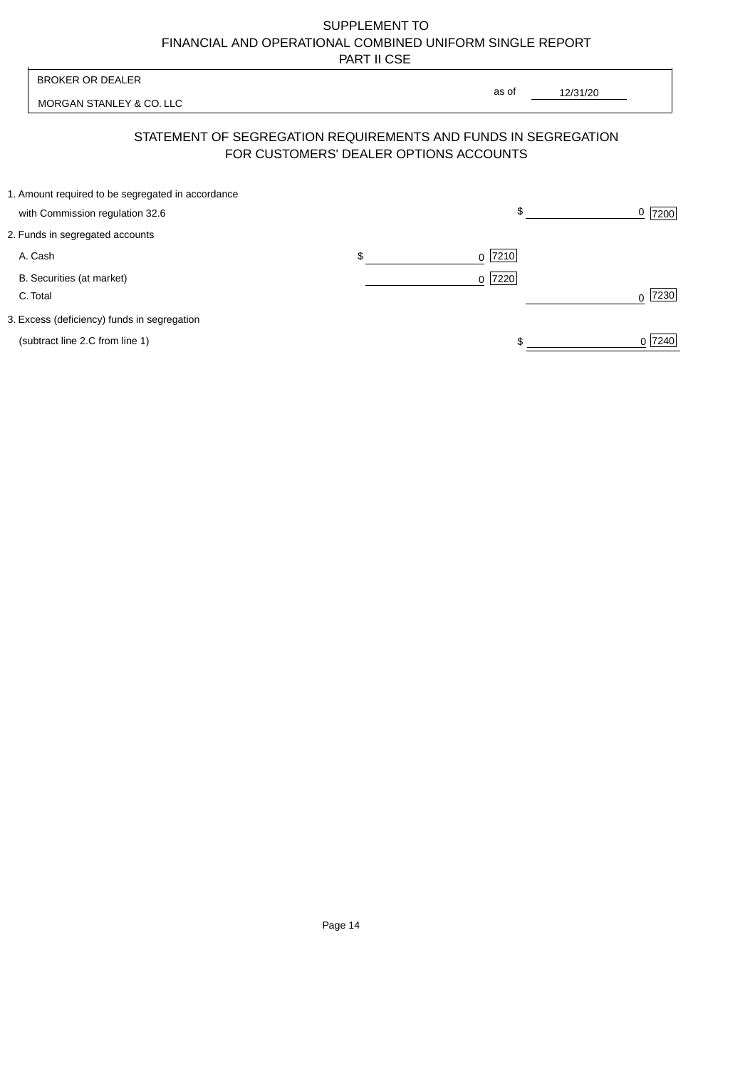SUPPLEMENT TO
FINANCIAL AND OPERATIONAL COMBINED UNIFORM SINGLE REPORT
PART II CSE

| BROKER OR DEALER | |
|---|---|
| MORGAN STANLEY & CO. LLC | as of 12/31/20 |

## STATEMENT OF SEGREGATION REQUIREMENTS AND FUNDS IN SEGREGATION FOR CUSTOMERS' DEALER OPTIONS ACCOUNTS

| | | |
|---|---|---|
| 1. Amount required to be segregated in accordance with Commission regulation 32.6 | | $ 0 [7200] |
| 2. Funds in segregated accounts | | |
| A. Cash | $ 0 [7210] | |
| B. Securities (at market) | 0 [7220] | |
| C. Total | | 0 [7230] |
| 3. Excess (deficiency) funds in segregation (subtract line 2.C from line 1) | | $ 0 [7240] |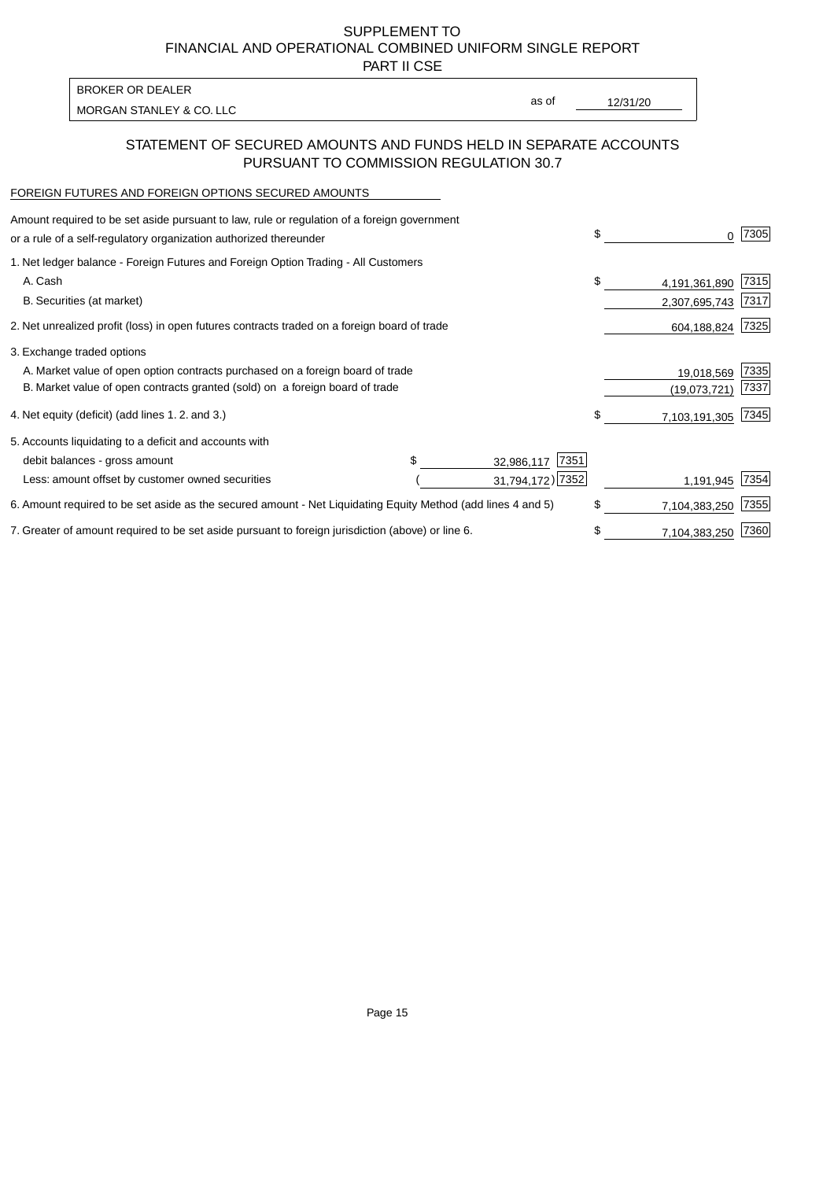SUPPLEMENT TO
FINANCIAL AND OPERATIONAL COMBINED UNIFORM SINGLE REPORT
PART II CSE

| BROKER OR DEALER | | |
|---|---|---|
| MORGAN STANLEY & CO. LLC | as of | 12/31/20 |

## STATEMENT OF SECURED AMOUNTS AND FUNDS HELD IN SEPARATE ACCOUNTS PURSUANT TO COMMISSION REGULATION 30.7

FOREIGN FUTURES AND FOREIGN OPTIONS SECURED AMOUNTS

| | | | | |
|---|---|---|---|---|
| Amount required to be set aside pursuant to law, rule or regulation of a foreign government or a rule of a self-regulatory organization authorized thereunder | | | $ 0 | 7305 |
| 1. Net ledger balance - Foreign Futures and Foreign Option Trading - All Customers | | | | |
| A. Cash | | | $ 4,191,361,890 | 7315 |
| B. Securities (at market) | | | 2,307,695,743 | 7317 |
| 2. Net unrealized profit (loss) in open futures contracts traded on a foreign board of trade | | | 604,188,824 | 7325 |
| 3. Exchange traded options | | | | |
| A. Market value of open option contracts purchased on a foreign board of trade | | | 19,018,569 | 7335 |
| B. Market value of open contracts granted (sold) on a foreign board of trade | | | (19,073,721) | 7337 |
| 4. Net equity (deficit) (add lines 1. 2. and 3.) | | | $ 7,103,191,305 | 7345 |
| 5. Accounts liquidating to a deficit and accounts with | | | | |
| debit balances - gross amount | $ 32,986,117 | 7351 | | |
| Less: amount offset by customer owned securities | (31,794,172) | 7352 | 1,191,945 | 7354 |
| 6. Amount required to be set aside as the secured amount - Net Liquidating Equity Method (add lines 4 and 5) | | | $ 7,104,383,250 | 7355 |
| 7. Greater of amount required to be set aside pursuant to foreign jurisdiction (above) or line 6. | | | $ 7,104,383,250 | 7360 |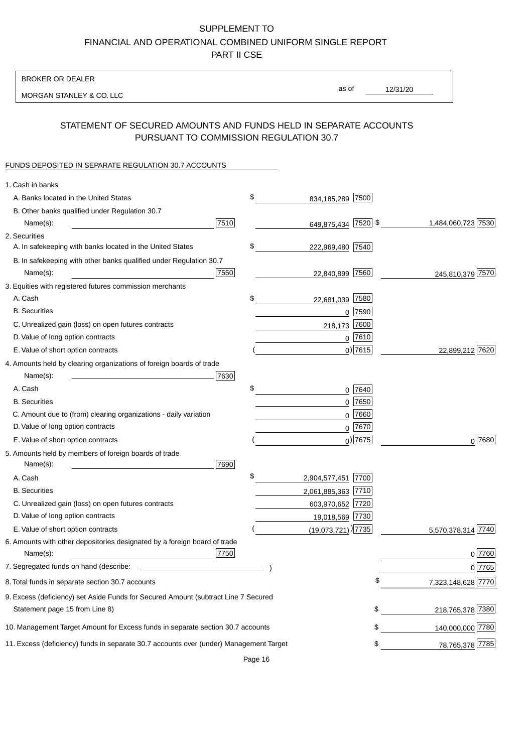SUPPLEMENT TO
FINANCIAL AND OPERATIONAL COMBINED UNIFORM SINGLE REPORT
PART II CSE

BROKER OR DEALER

MORGAN STANLEY & CO. LLC

as of 12/31/20

## STATEMENT OF SECURED AMOUNTS AND FUNDS HELD IN SEPARATE ACCOUNTS PURSUANT TO COMMISSION REGULATION 30.7

FUNDS DEPOSITED IN SEPARATE REGULATION 30.7 ACCOUNTS

| | | | |
|---|---|---|---|
| 1. Cash in banks | | | |
| A. Banks located in the United States | | $ 834,185,289 [7500] | |
| B. Other banks qualified under Regulation 30.7 | | | |
| Name(s): | [7510] | 649,875,434 [7520] | $ 1,484,060,723 [7530] |
| 2. Securities | | | |
| A. In safekeeping with banks located in the United States | | $ 222,969,480 [7540] | |
| B. In safekeeping with other banks qualified under Regulation 30.7 | | | |
| Name(s): | [7550] | 22,840,899 [7560] | 245,810,379 [7570] |
| 3. Equities with registered futures commission merchants | | | |
| A. Cash | | $ 22,681,039 [7580] | |
| B. Securities | | 0 [7590] | |
| C. Unrealized gain (loss) on open futures contracts | | 218,173 [7600] | |
| D. Value of long option contracts | | 0 [7610] | |
| E. Value of short option contracts | | ( 0) [7615] | 22,899,212 [7620] |
| 4. Amounts held by clearing organizations of foreign boards of trade | | | |
| Name(s): | [7630] | | |
| A. Cash | | $ 0 [7640] | |
| B. Securities | | 0 [7650] | |
| C. Amount due to (from) clearing organizations - daily variation | | 0 [7660] | |
| D. Value of long option contracts | | 0 [7670] | |
| E. Value of short option contracts | | ( 0) [7675] | 0 [7680] |
| 5. Amounts held by members of foreign boards of trade | | | |
| Name(s): | [7690] | | |
| A. Cash | | $ 2,904,577,451 [7700] | |
| B. Securities | | 2,061,885,363 [7710] | |
| C. Unrealized gain (loss) on open futures contracts | | 603,970,652 [7720] | |
| D. Value of long option contracts | | 19,018,569 [7730] | |
| E. Value of short option contracts | | ( (19,073,721) ) [7735] | 5,570,378,314 [7740] |
| 6. Amounts with other depositories designated by a foreign board of trade | | | |
| Name(s): | [7750] | | 0 [7760] |
| 7. Segregated funds on hand (describe: ) | | | 0 [7765] |
| 8. Total funds in separate section 30.7 accounts | | | $ 7,323,148,628 [7770] |
| 9. Excess (deficiency) set Aside Funds for Secured Amount (subtract Line 7 Secured Statement page 15 from Line 8) | | | $ 218,765,378 [7380] |
| 10. Management Target Amount for Excess funds in separate section 30.7 accounts | | | $ 140,000,000 [7780] |
| 11. Excess (deficiency) funds in separate 30.7 accounts over (under) Management Target | | | $ 78,765,378 [7785] |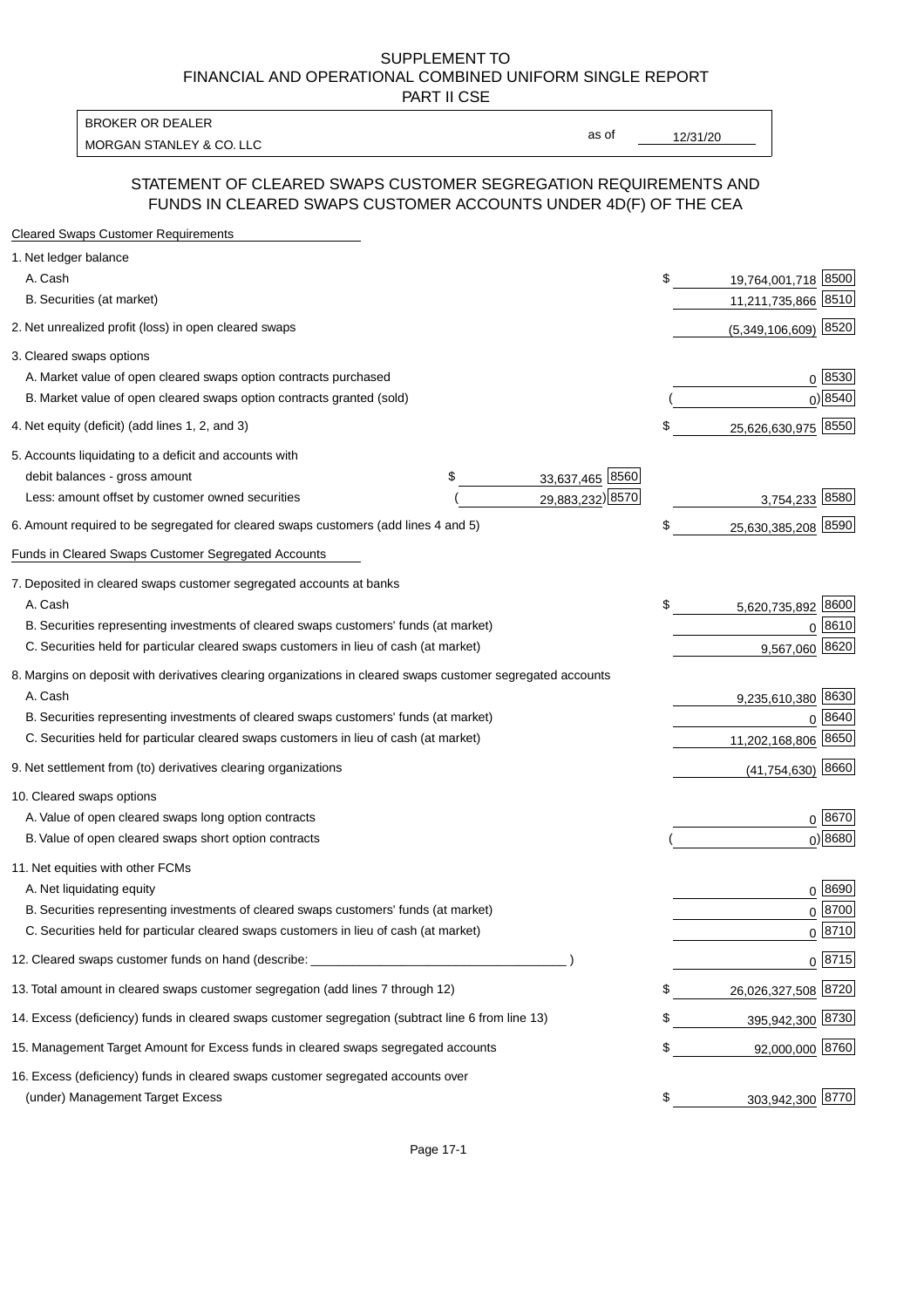SUPPLEMENT TO
FINANCIAL AND OPERATIONAL COMBINED UNIFORM SINGLE REPORT
PART II CSE

| | | |
|---|---|---|
| BROKER OR DEALER<br>MORGAN STANLEY & CO. LLC | as of | 12/31/20 |

## STATEMENT OF CLEARED SWAPS CUSTOMER SEGREGATION REQUIREMENTS AND FUNDS IN CLEARED SWAPS CUSTOMER ACCOUNTS UNDER 4D(F) OF THE CEA

| | | | | |
|---|---|---|---|---|
| **Cleared Swaps Customer Requirements** | | | | |
| 1. Net ledger balance | | | | |
| A. Cash | | | $ 19,764,001,718 | 8500 |
| B. Securities (at market) | | | 11,211,735,866 | 8510 |
| 2. Net unrealized profit (loss) in open cleared swaps | | | (5,349,106,609) | 8520 |
| 3. Cleared swaps options | | | | |
| A. Market value of open cleared swaps option contracts purchased | | | 0 | 8530 |
| B. Market value of open cleared swaps option contracts granted (sold) | | | ( 0) | 8540 |
| 4. Net equity (deficit) (add lines 1, 2, and 3) | | | $ 25,626,630,975 | 8550 |
| 5. Accounts liquidating to a deficit and accounts with | | | | |
| debit balances - gross amount | $ 33,637,465 | 8560 | | |
| Less: amount offset by customer owned securities | ( 29,883,232) | 8570 | 3,754,233 | 8580 |
| 6. Amount required to be segregated for cleared swaps customers (add lines 4 and 5) | | | $ 25,630,385,208 | 8590 |
| **Funds in Cleared Swaps Customer Segregated Accounts** | | | | |
| 7. Deposited in cleared swaps customer segregated accounts at banks | | | | |
| A. Cash | | | $ 5,620,735,892 | 8600 |
| B. Securities representing investments of cleared swaps customers' funds (at market) | | | 0 | 8610 |
| C. Securities held for particular cleared swaps customers in lieu of cash (at market) | | | 9,567,060 | 8620 |
| 8. Margins on deposit with derivatives clearing organizations in cleared swaps customer segregated accounts | | | | |
| A. Cash | | | 9,235,610,380 | 8630 |
| B. Securities representing investments of cleared swaps customers' funds (at market) | | | 0 | 8640 |
| C. Securities held for particular cleared swaps customers in lieu of cash (at market) | | | 11,202,168,806 | 8650 |
| 9. Net settlement from (to) derivatives clearing organizations | | | (41,754,630) | 8660 |
| 10. Cleared swaps options | | | | |
| A. Value of open cleared swaps long option contracts | | | 0 | 8670 |
| B. Value of open cleared swaps short option contracts | | | ( 0) | 8680 |
| 11. Net equities with other FCMs | | | | |
| A. Net liquidating equity | | | 0 | 8690 |
| B. Securities representing investments of cleared swaps customers' funds (at market) | | | 0 | 8700 |
| C. Securities held for particular cleared swaps customers in lieu of cash (at market) | | | 0 | 8710 |
| 12. Cleared swaps customer funds on hand (describe: ______ ) | | | 0 | 8715 |
| 13. Total amount in cleared swaps customer segregation (add lines 7 through 12) | | | $ 26,026,327,508 | 8720 |
| 14. Excess (deficiency) funds in cleared swaps customer segregation (subtract line 6 from line 13) | | | $ 395,942,300 | 8730 |
| 15. Management Target Amount for Excess funds in cleared swaps segregated accounts | | | $ 92,000,000 | 8760 |
| 16. Excess (deficiency) funds in cleared swaps customer segregated accounts over (under) Management Target Excess | | | $ 303,942,300 | 8770 |

Page 17-1